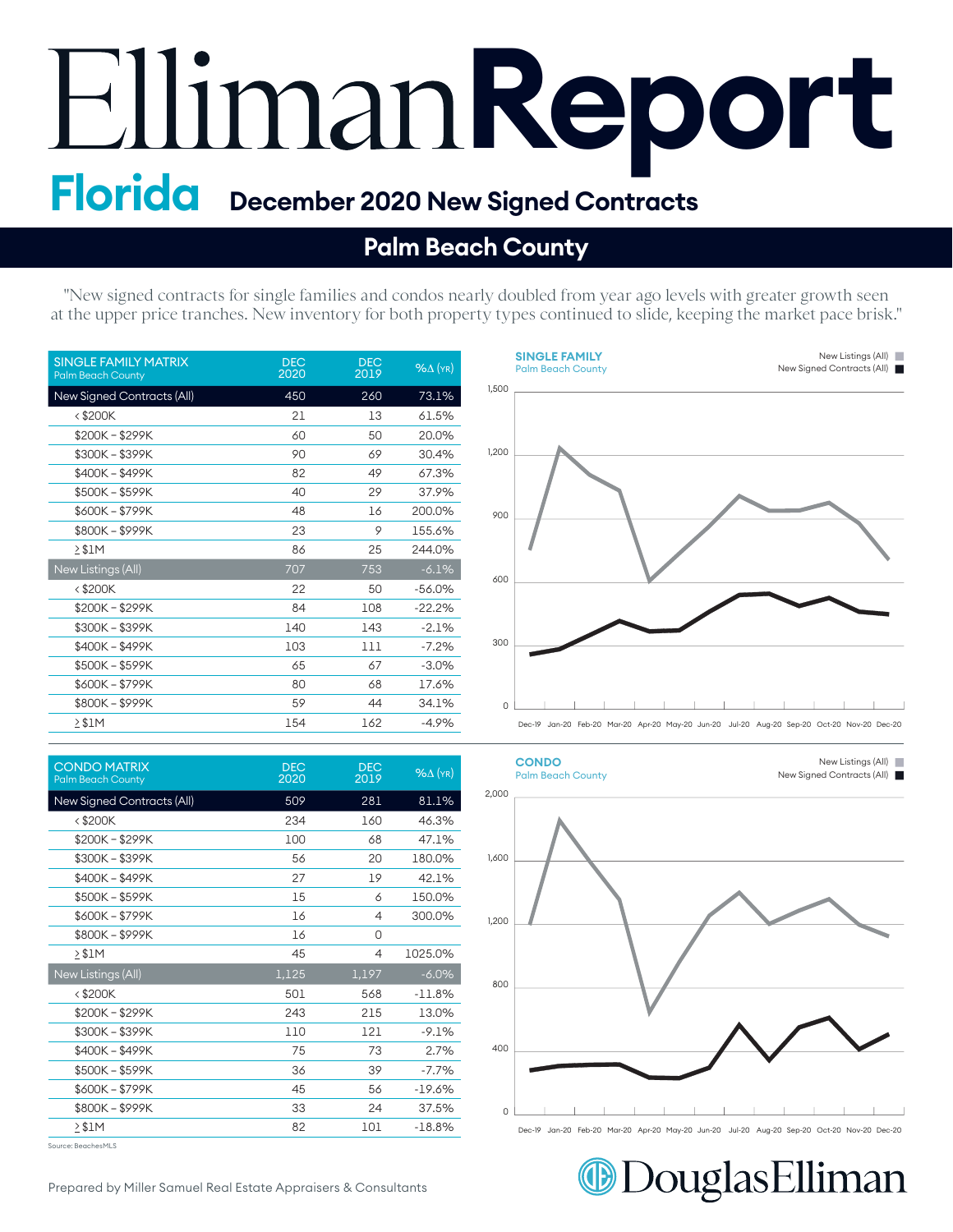# Elliman Report

## Florida December 2020 New Signed Contracts

## Palm Beach County

"New signed contracts for single families and condos nearly doubled from year ago levels with greater growth seen at the upper price tranches. New inventory for both property types continued to slide, keeping the market pace brisk."

| SINGLE FAMILY MATRIX Palm Beach County | DEC 2020 | DEC 2019 | %Δ (YR) |
|---|---|---|---|
| New Signed Contracts (All) | 450 | 260 | 73.1% |
| < $200K | 21 | 13 | 61.5% |
| $200K – $299K | 60 | 50 | 20.0% |
| $300K – $399K | 90 | 69 | 30.4% |
| $400K – $499K | 82 | 49 | 67.3% |
| $500K – $599K | 40 | 29 | 37.9% |
| $600K – $799K | 48 | 16 | 200.0% |
| $800K – $999K | 23 | 9 | 155.6% |
| ≥ $1M | 86 | 25 | 244.0% |
| New Listings (All) | 707 | 753 | -6.1% |
| < $200K | 22 | 50 | -56.0% |
| $200K – $299K | 84 | 108 | -22.2% |
| $300K – $399K | 140 | 143 | -2.1% |
| $400K – $499K | 103 | 111 | -7.2% |
| $500K – $599K | 65 | 67 | -3.0% |
| $600K – $799K | 80 | 68 | 17.6% |
| $800K – $999K | 59 | 44 | 34.1% |
| ≥ $1M | 154 | 162 | -4.9% |

**SINGLE FAMILY** Palm Beach County

New Listings (All) | New Signed Contracts (All)

Dec-19 Jan-20 Feb-20 Mar-20 Apr-20 May-20 Jun-20 Jul-20 Aug-20 Sep-20 Oct-20 Nov-20 Dec-20

| CONDO MATRIX Palm Beach County | DEC 2020 | DEC 2019 | %Δ (YR) |
|---|---|---|---|
| New Signed Contracts (All) | 509 | 281 | 81.1% |
| < $200K | 234 | 160 | 46.3% |
| $200K – $299K | 100 | 68 | 47.1% |
| $300K – $399K | 56 | 20 | 180.0% |
| $400K – $499K | 27 | 19 | 42.1% |
| $500K – $599K | 15 | 6 | 150.0% |
| $600K – $799K | 16 | 4 | 300.0% |
| $800K – $999K | 16 | 0 | |
| ≥ $1M | 45 | 4 | 1025.0% |
| New Listings (All) | 1,125 | 1,197 | -6.0% |
| < $200K | 501 | 568 | -11.8% |
| $200K – $299K | 243 | 215 | 13.0% |
| $300K – $399K | 110 | 121 | -9.1% |
| $400K – $499K | 75 | 73 | 2.7% |
| $500K – $599K | 36 | 39 | -7.7% |
| $600K – $799K | 45 | 56 | -19.6% |
| $800K – $999K | 33 | 24 | 37.5% |
| ≥ $1M | 82 | 101 | -18.8% |

**CONDO** Palm Beach County

New Listings (All) | New Signed Contracts (All)

Dec-19 Jan-20 Feb-20 Mar-20 Apr-20 May-20 Jun-20 Jul-20 Aug-20 Sep-20 Oct-20 Nov-20 Dec-20

Source: BeachesMLS

Prepared by Miller Samuel Real Estate Appraisers & Consultants

DouglasElliman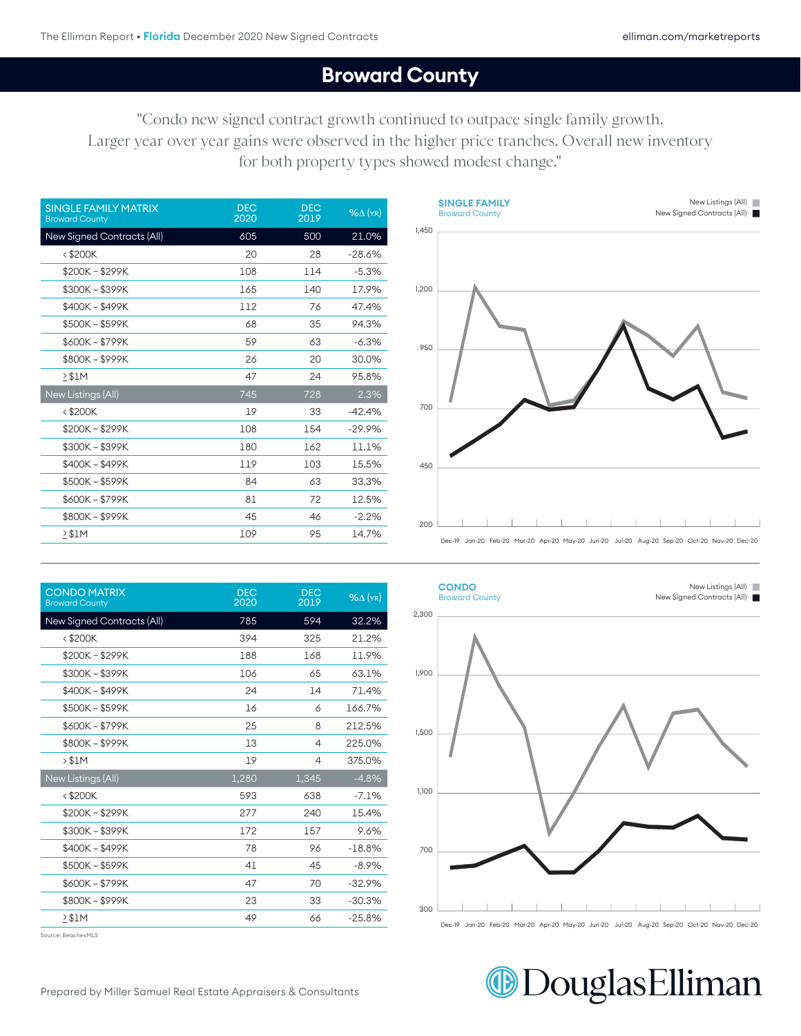# Broward County

"Condo new signed contract growth continued to outpace single family growth. Larger year over year gains were observed in the higher price tranches. Overall new inventory for both property types showed modest change."

| SINGLE FAMILY MATRIX Broward County | DEC 2020 | DEC 2019 | %Δ (YR) |
|---|---|---|---|
| New Signed Contracts (All) | 605 | 500 | 21.0% |
| < $200K | 20 | 28 | -28.6% |
| $200K – $299K | 108 | 114 | -5.3% |
| $300K – $399K | 165 | 140 | 17.9% |
| $400K – $499K | 112 | 76 | 47.4% |
| $500K – $599K | 68 | 35 | 94.3% |
| $600K – $799K | 59 | 63 | -6.3% |
| $800K – $999K | 26 | 20 | 30.0% |
| ≥ $1M | 47 | 24 | 95.8% |
| New Listings (All) | 745 | 728 | 2.3% |
| < $200K | 19 | 33 | -42.4% |
| $200K – $299K | 108 | 154 | -29.9% |
| $300K – $399K | 180 | 162 | 11.1% |
| $400K – $499K | 119 | 103 | 15.5% |
| $500K – $599K | 84 | 63 | 33.3% |
| $600K – $799K | 81 | 72 | 12.5% |
| $800K – $999K | 45 | 46 | -2.2% |
| ≥ $1M | 109 | 95 | 14.7% |

**SINGLE FAMILY**
Broward County

New Listings (All)
New Signed Contracts (All)

| CONDO MATRIX Broward County | DEC 2020 | DEC 2019 | %Δ (YR) |
|---|---|---|---|
| New Signed Contracts (All) | 785 | 594 | 32.2% |
| < $200K | 394 | 325 | 21.2% |
| $200K – $299K | 188 | 168 | 11.9% |
| $300K – $399K | 106 | 65 | 63.1% |
| $400K – $499K | 24 | 14 | 71.4% |
| $500K – $599K | 16 | 6 | 166.7% |
| $600K – $799K | 25 | 8 | 212.5% |
| $800K – $999K | 13 | 4 | 225.0% |
| > $1M | 19 | 4 | 375.0% |
| New Listings (All) | 1,280 | 1,345 | -4.8% |
| < $200K | 593 | 638 | -7.1% |
| $200K – $299K | 277 | 240 | 15.4% |
| $300K – $399K | 172 | 157 | 9.6% |
| $400K – $499K | 78 | 96 | -18.8% |
| $500K – $599K | 41 | 45 | -8.9% |
| $600K – $799K | 47 | 70 | -32.9% |
| $800K – $999K | 23 | 33 | -30.3% |
| ≥ $1M | 49 | 66 | -25.8% |

**CONDO**
Broward County

New Listings (All)
New Signed Contracts (All)

Source: BeachesMLS

Prepared by Miller Samuel Real Estate Appraisers & Consultants

DouglasElliman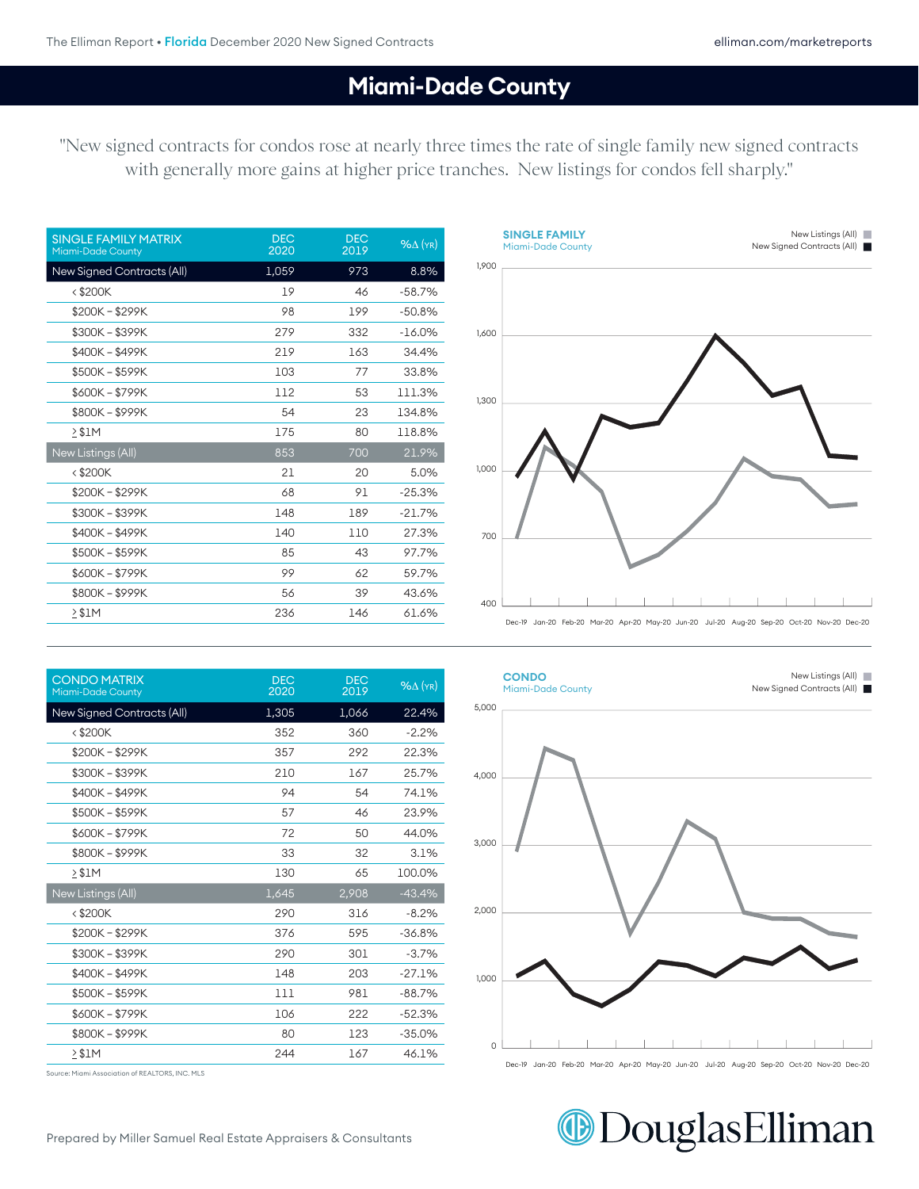# Miami-Dade County

"New signed contracts for condos rose at nearly three times the rate of single family new signed contracts with generally more gains at higher price tranches. New listings for condos fell sharply."

| SINGLE FAMILY MATRIX Miami-Dade County | DEC 2020 | DEC 2019 | %Δ (YR) |
|---|---|---|---|
| New Signed Contracts (All) | 1,059 | 973 | 8.8% |
| < $200K | 19 | 46 | -58.7% |
| $200K – $299K | 98 | 199 | -50.8% |
| $300K – $399K | 279 | 332 | -16.0% |
| $400K – $499K | 219 | 163 | 34.4% |
| $500K – $599K | 103 | 77 | 33.8% |
| $600K – $799K | 112 | 53 | 111.3% |
| $800K – $999K | 54 | 23 | 134.8% |
| ≥ $1M | 175 | 80 | 118.8% |
| New Listings (All) | 853 | 700 | 21.9% |
| < $200K | 21 | 20 | 5.0% |
| $200K – $299K | 68 | 91 | -25.3% |
| $300K – $399K | 148 | 189 | -21.7% |
| $400K – $499K | 140 | 110 | 27.3% |
| $500K – $599K | 85 | 43 | 97.7% |
| $600K – $799K | 99 | 62 | 59.7% |
| $800K – $999K | 56 | 39 | 43.6% |
| ≥ $1M | 236 | 146 | 61.6% |

**SINGLE FAMILY**
Miami-Dade County

New Listings (All) / New Signed Contracts (All)

Dec-19 Jan-20 Feb-20 Mar-20 Apr-20 May-20 Jun-20 Jul-20 Aug-20 Sep-20 Oct-20 Nov-20 Dec-20

| CONDO MATRIX Miami-Dade County | DEC 2020 | DEC 2019 | %Δ (YR) |
|---|---|---|---|
| New Signed Contracts (All) | 1,305 | 1,066 | 22.4% |
| < $200K | 352 | 360 | -2.2% |
| $200K – $299K | 357 | 292 | 22.3% |
| $300K – $399K | 210 | 167 | 25.7% |
| $400K – $499K | 94 | 54 | 74.1% |
| $500K – $599K | 57 | 46 | 23.9% |
| $600K – $799K | 72 | 50 | 44.0% |
| $800K – $999K | 33 | 32 | 3.1% |
| ≥ $1M | 130 | 65 | 100.0% |
| New Listings (All) | 1,645 | 2,908 | -43.4% |
| < $200K | 290 | 316 | -8.2% |
| $200K – $299K | 376 | 595 | -36.8% |
| $300K – $399K | 290 | 301 | -3.7% |
| $400K – $499K | 148 | 203 | -27.1% |
| $500K – $599K | 111 | 981 | -88.7% |
| $600K – $799K | 106 | 222 | -52.3% |
| $800K – $999K | 80 | 123 | -35.0% |
| ≥ $1M | 244 | 167 | 46.1% |

Source: Miami Association of REALTORS, INC. MLS

**CONDO**
Miami-Dade County

New Listings (All) / New Signed Contracts (All)

Dec-19 Jan-20 Feb-20 Mar-20 Apr-20 May-20 Jun-20 Jul-20 Aug-20 Sep-20 Oct-20 Nov-20 Dec-20

Prepared by Miller Samuel Real Estate Appraisers & Consultants

DouglasElliman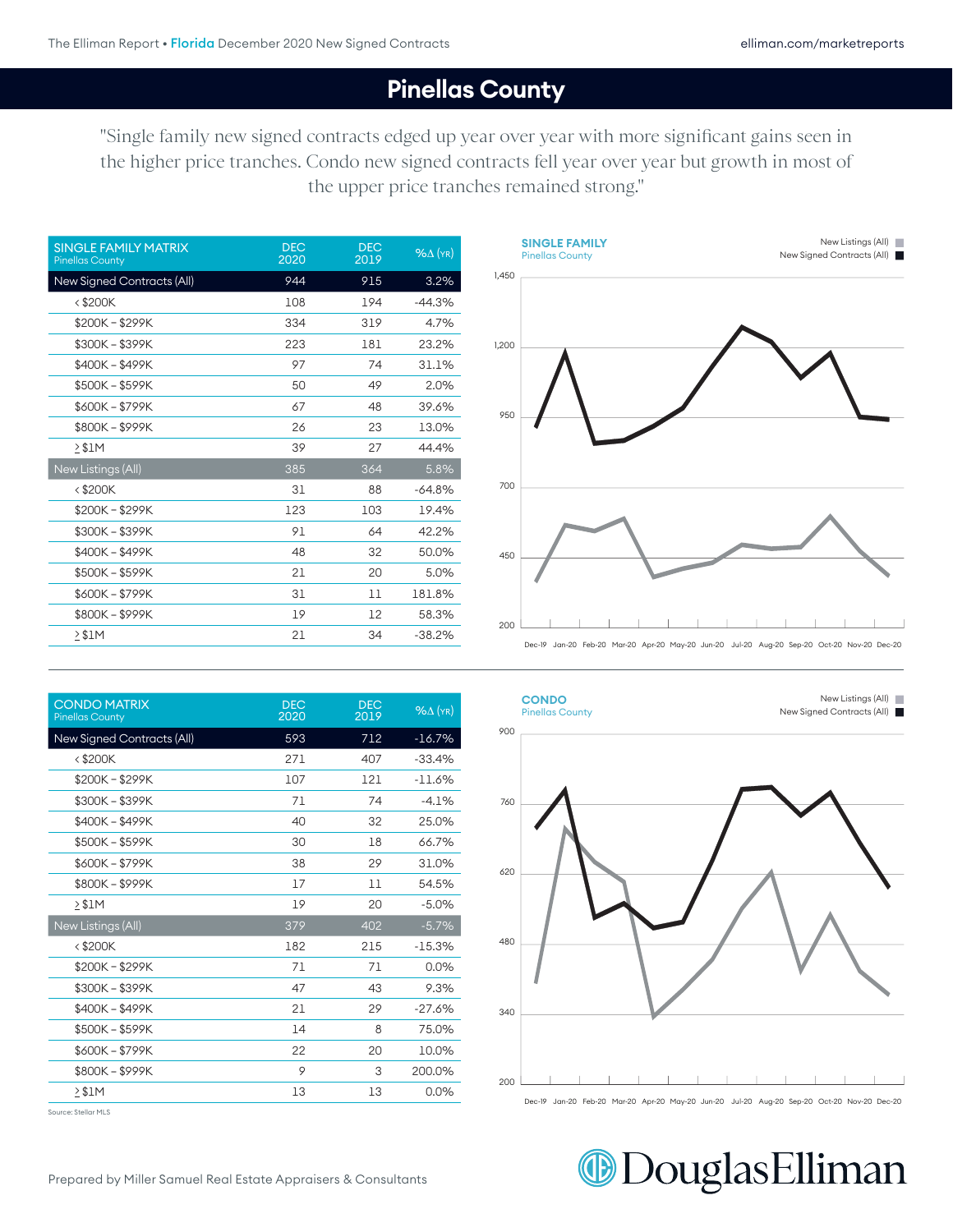# Pinellas County

"Single family new signed contracts edged up year over year with more significant gains seen in the higher price tranches. Condo new signed contracts fell year over year but growth in most of the upper price tranches remained strong."

| SINGLE FAMILY MATRIX Pinellas County | DEC 2020 | DEC 2019 | %Δ (YR) |
|---|---|---|---|
| New Signed Contracts (All) | 944 | 915 | 3.2% |
| < $200K | 108 | 194 | -44.3% |
| $200K – $299K | 334 | 319 | 4.7% |
| $300K – $399K | 223 | 181 | 23.2% |
| $400K – $499K | 97 | 74 | 31.1% |
| $500K – $599K | 50 | 49 | 2.0% |
| $600K – $799K | 67 | 48 | 39.6% |
| $800K – $999K | 26 | 23 | 13.0% |
| ≥ $1M | 39 | 27 | 44.4% |
| New Listings (All) | 385 | 364 | 5.8% |
| < $200K | 31 | 88 | -64.8% |
| $200K – $299K | 123 | 103 | 19.4% |
| $300K – $399K | 91 | 64 | 42.2% |
| $400K – $499K | 48 | 32 | 50.0% |
| $500K – $599K | 21 | 20 | 5.0% |
| $600K – $799K | 31 | 11 | 181.8% |
| $800K – $999K | 19 | 12 | 58.3% |
| ≥ $1M | 21 | 34 | -38.2% |

**SINGLE FAMILY** Pinellas County

New Listings (All) / New Signed Contracts (All)

| CONDO MATRIX Pinellas County | DEC 2020 | DEC 2019 | %Δ (YR) |
|---|---|---|---|
| New Signed Contracts (All) | 593 | 712 | -16.7% |
| < $200K | 271 | 407 | -33.4% |
| $200K – $299K | 107 | 121 | -11.6% |
| $300K – $399K | 71 | 74 | -4.1% |
| $400K – $499K | 40 | 32 | 25.0% |
| $500K – $599K | 30 | 18 | 66.7% |
| $600K – $799K | 38 | 29 | 31.0% |
| $800K – $999K | 17 | 11 | 54.5% |
| ≥ $1M | 19 | 20 | -5.0% |
| New Listings (All) | 379 | 402 | -5.7% |
| < $200K | 182 | 215 | -15.3% |
| $200K – $299K | 71 | 71 | 0.0% |
| $300K – $399K | 47 | 43 | 9.3% |
| $400K – $499K | 21 | 29 | -27.6% |
| $500K – $599K | 14 | 8 | 75.0% |
| $600K – $799K | 22 | 20 | 10.0% |
| $800K – $999K | 9 | 3 | 200.0% |
| ≥ $1M | 13 | 13 | 0.0% |

**CONDO** Pinellas County

New Listings (All) / New Signed Contracts (All)

Source: Stellar MLS

Prepared by Miller Samuel Real Estate Appraisers & Consultants

DouglasElliman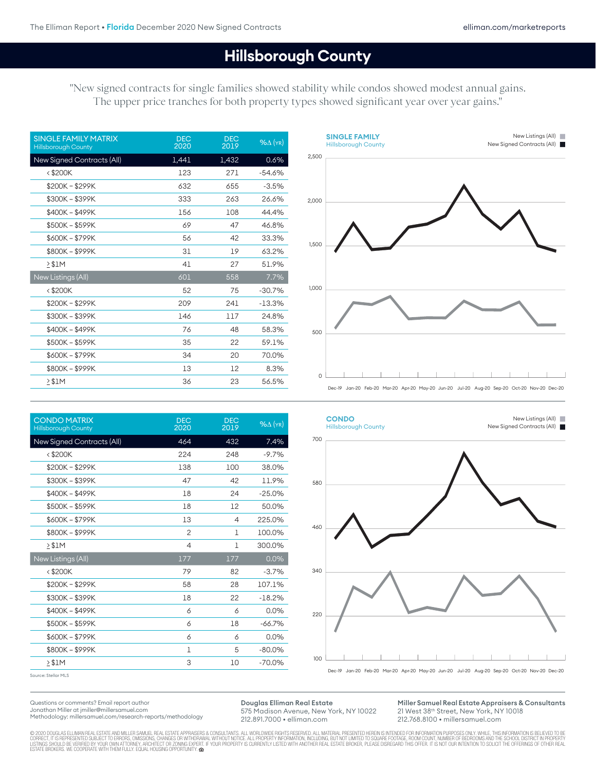# Hillsborough County

"New signed contracts for single families showed stability while condos showed modest annual gains. The upper price tranches for both property types showed significant year over year gains."

| SINGLE FAMILY MATRIX Hillsborough County | DEC 2020 | DEC 2019 | %Δ (YR) |
|---|---|---|---|
| New Signed Contracts (All) | 1,441 | 1,432 | 0.6% |
| < $200K | 123 | 271 | -54.6% |
| $200K – $299K | 632 | 655 | -3.5% |
| $300K – $399K | 333 | 263 | 26.6% |
| $400K – $499K | 156 | 108 | 44.4% |
| $500K – $599K | 69 | 47 | 46.8% |
| $600K – $799K | 56 | 42 | 33.3% |
| $800K – $999K | 31 | 19 | 63.2% |
| ≥ $1M | 41 | 27 | 51.9% |
| New Listings (All) | 601 | 558 | 7.7% |
| < $200K | 52 | 75 | -30.7% |
| $200K – $299K | 209 | 241 | -13.3% |
| $300K – $399K | 146 | 117 | 24.8% |
| $400K – $499K | 76 | 48 | 58.3% |
| $500K – $599K | 35 | 22 | 59.1% |
| $600K – $799K | 34 | 20 | 70.0% |
| $800K – $999K | 13 | 12 | 8.3% |
| ≥ $1M | 36 | 23 | 56.5% |

SINGLE FAMILY
Hillsborough County
New Listings (All)
New Signed Contracts (All)
2,500
2,000
1,500
1,000
500
0
Dec-19 Jan-20 Feb-20 Mar-20 Apr-20 May-20 Jun-20 Jul-20 Aug-20 Sep-20 Oct-20 Nov-20 Dec-20

| CONDO MATRIX Hillsborough County | DEC 2020 | DEC 2019 | %Δ (YR) |
|---|---|---|---|
| New Signed Contracts (All) | 464 | 432 | 7.4% |
| < $200K | 224 | 248 | -9.7% |
| $200K – $299K | 138 | 100 | 38.0% |
| $300K – $399K | 47 | 42 | 11.9% |
| $400K – $499K | 18 | 24 | -25.0% |
| $500K – $599K | 18 | 12 | 50.0% |
| $600K – $799K | 13 | 4 | 225.0% |
| $800K – $999K | 2 | 1 | 100.0% |
| ≥ $1M | 4 | 1 | 300.0% |
| New Listings (All) | 177 | 177 | 0.0% |
| < $200K | 79 | 82 | -3.7% |
| $200K – $299K | 58 | 28 | 107.1% |
| $300K – $399K | 18 | 22 | -18.2% |
| $400K – $499K | 6 | 6 | 0.0% |
| $500K – $599K | 6 | 18 | -66.7% |
| $600K – $799K | 6 | 6 | 0.0% |
| $800K – $999K | 1 | 5 | -80.0% |
| ≥ $1M | 3 | 10 | -70.0% |

Source: Stellar MLS

CONDO
Hillsborough County
New Listings (All)
New Signed Contracts (All)
700
580
460
340
220
100
Dec-19 Jan-20 Feb-20 Mar-20 Apr-20 May-20 Jun-20 Jul-20 Aug-20 Sep-20 Oct-20 Nov-20 Dec-20

Questions or comments? Email report author
Jonathan Miller at jmiller@millersamuel.com
Methodology: millersamuel.com/research-reports/methodology

**Douglas Elliman Real Estate**
575 Madison Avenue, New York, NY 10022
212.891.7000 • elliman.com

**Miller Samuel Real Estate Appraisers & Consultants**
21 West 38th Street, New York, NY 10018
212.768.8100 • millersamuel.com

© 2020 DOUGLAS ELLIMAN REAL ESTATE AND MILLER SAMUEL REAL ESTATE APPRAISERS & CONSULTANTS. ALL WORLDWIDE RIGHTS RESERVED. ALL MATERIAL PRESENTED HEREIN IS INTENDED FOR INFORMATION PURPOSES ONLY. WHILE, THIS INFORMATION IS BELIEVED TO BE CORRECT, IT IS REPRESENTED SUBJECT TO ERRORS, OMISSIONS, CHANGES OR WITHDRAWAL WITHOUT NOTICE. ALL PROPERTY INFORMATION, INCLUDING, BUT NOT LIMITED TO SQUARE FOOTAGE, ROOM COUNT, NUMBER OF BEDROOMS AND THE SCHOOL DISTRICT IN PROPERTY LISTINGS SHOULD BE VERIFIED BY YOUR OWN ATTORNEY, ARCHITECT OR ZONING EXPERT. IF YOUR PROPERTY IS CURRENTLY LISTED WITH ANOTHER REAL ESTATE BROKER, PLEASE DISREGARD THIS OFFER. IT IS NOT OUR INTENTION TO SOLICIT THE OFFERINGS OF OTHER REAL ESTATE BROKERS. WE COOPERATE WITH THEM FULLY. EQUAL HOUSING OPPORTUNITY.